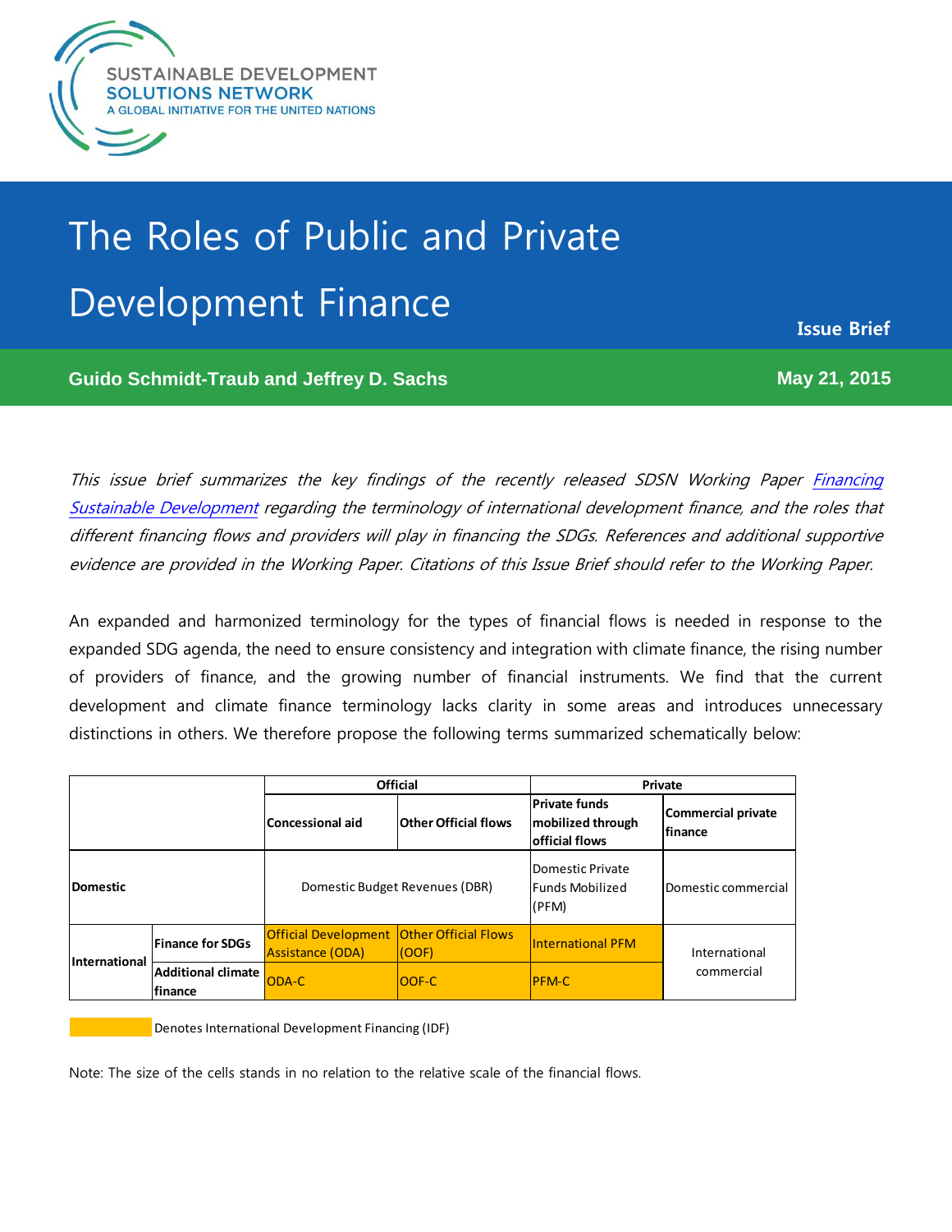SUSTAINABLE DEVELOPMENT
SOLUTIONS NETWORK
A GLOBAL INITIATIVE FOR THE UNITED NATIONS

# The Roles of Public and Private Development Finance

**Issue Brief**

**Guido Schmidt-Traub and Jeffrey D. Sachs**

**May 21, 2015**

*This issue brief summarizes the key findings of the recently released SDSN Working Paper [Financing Sustainable Development](Financing Sustainable Development) regarding the terminology of international development finance, and the roles that different financing flows and providers will play in financing the SDGs. References and additional supportive evidence are provided in the Working Paper. Citations of this Issue Brief should refer to the Working Paper.*

An expanded and harmonized terminology for the types of financial flows is needed in response to the expanded SDG agenda, the need to ensure consistency and integration with climate finance, the rising number of providers of finance, and the growing number of financial instruments. We find that the current development and climate finance terminology lacks clarity in some areas and introduces unnecessary distinctions in others. We therefore propose the following terms summarized schematically below:

| | | **Official** | | **Private** | |
|---|---|---|---|---|---|
| | | **Concessional aid** | **Other Official flows** | **Private funds mobilized through official flows** | **Commercial private finance** |
| **Domestic** | | Domestic Budget Revenues (DBR) | | Domestic Private Funds Mobilized (PFM) | Domestic commercial |
| **International** | **Finance for SDGs** | Official Development Assistance (ODA) | Other Official Flows (OOF) | International PFM | International commercial |
| | **Additional climate finance** | ODA-C | OOF-C | PFM-C | |

Denotes International Development Financing (IDF)

Note: The size of the cells stands in no relation to the relative scale of the financial flows.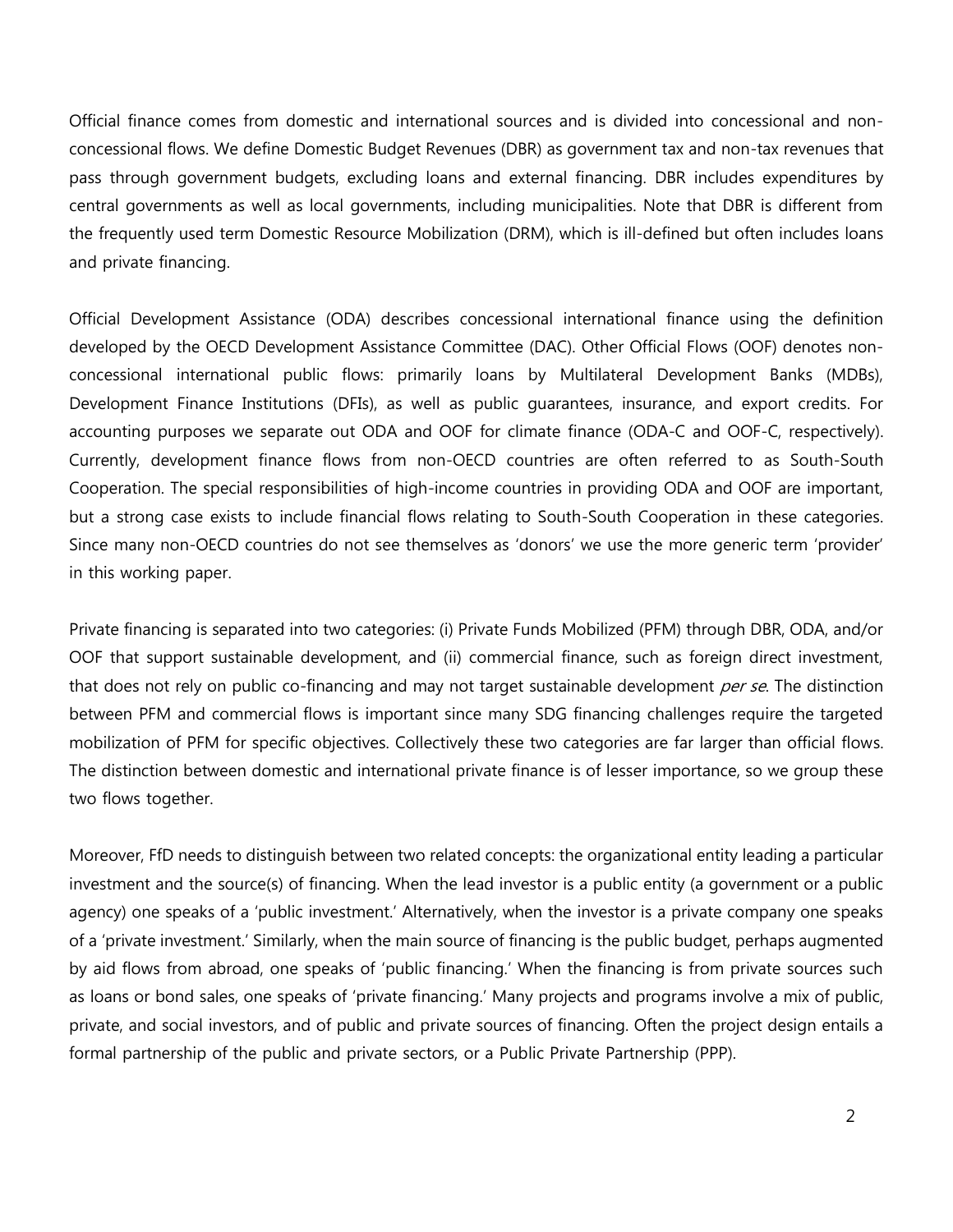Official finance comes from domestic and international sources and is divided into concessional and non-concessional flows. We define Domestic Budget Revenues (DBR) as government tax and non-tax revenues that pass through government budgets, excluding loans and external financing. DBR includes expenditures by central governments as well as local governments, including municipalities. Note that DBR is different from the frequently used term Domestic Resource Mobilization (DRM), which is ill-defined but often includes loans and private financing.

Official Development Assistance (ODA) describes concessional international finance using the definition developed by the OECD Development Assistance Committee (DAC). Other Official Flows (OOF) denotes non-concessional international public flows: primarily loans by Multilateral Development Banks (MDBs), Development Finance Institutions (DFIs), as well as public guarantees, insurance, and export credits. For accounting purposes we separate out ODA and OOF for climate finance (ODA-C and OOF-C, respectively). Currently, development finance flows from non-OECD countries are often referred to as South-South Cooperation. The special responsibilities of high-income countries in providing ODA and OOF are important, but a strong case exists to include financial flows relating to South-South Cooperation in these categories. Since many non-OECD countries do not see themselves as 'donors' we use the more generic term 'provider' in this working paper.

Private financing is separated into two categories: (i) Private Funds Mobilized (PFM) through DBR, ODA, and/or OOF that support sustainable development, and (ii) commercial finance, such as foreign direct investment, that does not rely on public co-financing and may not target sustainable development *per se*. The distinction between PFM and commercial flows is important since many SDG financing challenges require the targeted mobilization of PFM for specific objectives. Collectively these two categories are far larger than official flows. The distinction between domestic and international private finance is of lesser importance, so we group these two flows together.

Moreover, FfD needs to distinguish between two related concepts: the organizational entity leading a particular investment and the source(s) of financing. When the lead investor is a public entity (a government or a public agency) one speaks of a 'public investment.' Alternatively, when the investor is a private company one speaks of a 'private investment.' Similarly, when the main source of financing is the public budget, perhaps augmented by aid flows from abroad, one speaks of 'public financing.' When the financing is from private sources such as loans or bond sales, one speaks of 'private financing.' Many projects and programs involve a mix of public, private, and social investors, and of public and private sources of financing. Often the project design entails a formal partnership of the public and private sectors, or a Public Private Partnership (PPP).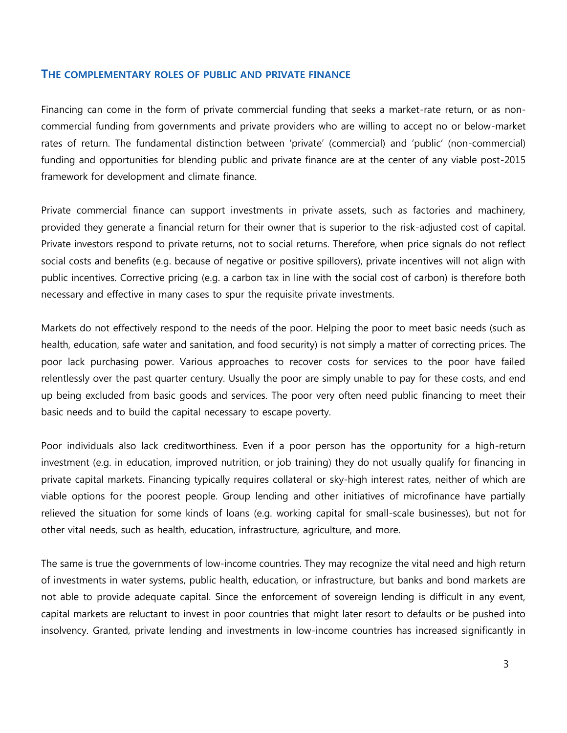## THE COMPLEMENTARY ROLES OF PUBLIC AND PRIVATE FINANCE

Financing can come in the form of private commercial funding that seeks a market-rate return, or as non-commercial funding from governments and private providers who are willing to accept no or below-market rates of return. The fundamental distinction between 'private' (commercial) and 'public' (non-commercial) funding and opportunities for blending public and private finance are at the center of any viable post-2015 framework for development and climate finance.

Private commercial finance can support investments in private assets, such as factories and machinery, provided they generate a financial return for their owner that is superior to the risk-adjusted cost of capital. Private investors respond to private returns, not to social returns. Therefore, when price signals do not reflect social costs and benefits (e.g. because of negative or positive spillovers), private incentives will not align with public incentives. Corrective pricing (e.g. a carbon tax in line with the social cost of carbon) is therefore both necessary and effective in many cases to spur the requisite private investments.

Markets do not effectively respond to the needs of the poor. Helping the poor to meet basic needs (such as health, education, safe water and sanitation, and food security) is not simply a matter of correcting prices. The poor lack purchasing power. Various approaches to recover costs for services to the poor have failed relentlessly over the past quarter century. Usually the poor are simply unable to pay for these costs, and end up being excluded from basic goods and services. The poor very often need public financing to meet their basic needs and to build the capital necessary to escape poverty.

Poor individuals also lack creditworthiness. Even if a poor person has the opportunity for a high-return investment (e.g. in education, improved nutrition, or job training) they do not usually qualify for financing in private capital markets. Financing typically requires collateral or sky-high interest rates, neither of which are viable options for the poorest people. Group lending and other initiatives of microfinance have partially relieved the situation for some kinds of loans (e.g. working capital for small-scale businesses), but not for other vital needs, such as health, education, infrastructure, agriculture, and more.

The same is true the governments of low-income countries. They may recognize the vital need and high return of investments in water systems, public health, education, or infrastructure, but banks and bond markets are not able to provide adequate capital. Since the enforcement of sovereign lending is difficult in any event, capital markets are reluctant to invest in poor countries that might later resort to defaults or be pushed into insolvency. Granted, private lending and investments in low-income countries has increased significantly in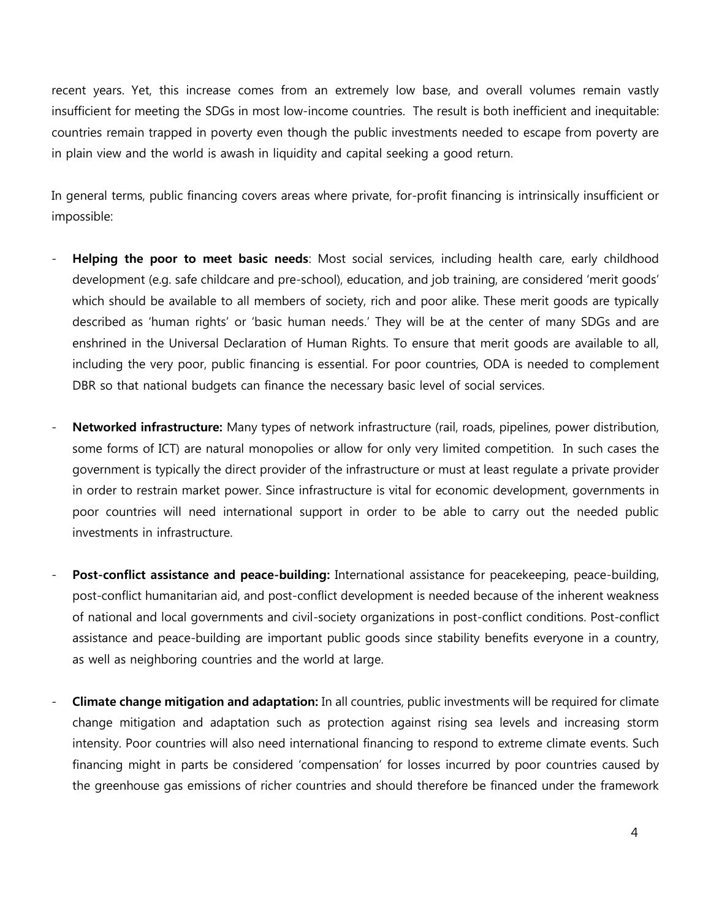recent years. Yet, this increase comes from an extremely low base, and overall volumes remain vastly insufficient for meeting the SDGs in most low-income countries. The result is both inefficient and inequitable: countries remain trapped in poverty even though the public investments needed to escape from poverty are in plain view and the world is awash in liquidity and capital seeking a good return.

In general terms, public financing covers areas where private, for-profit financing is intrinsically insufficient or impossible:

- **Helping the poor to meet basic needs**: Most social services, including health care, early childhood development (e.g. safe childcare and pre-school), education, and job training, are considered 'merit goods' which should be available to all members of society, rich and poor alike. These merit goods are typically described as 'human rights' or 'basic human needs.' They will be at the center of many SDGs and are enshrined in the Universal Declaration of Human Rights. To ensure that merit goods are available to all, including the very poor, public financing is essential. For poor countries, ODA is needed to complement DBR so that national budgets can finance the necessary basic level of social services.

- **Networked infrastructure:** Many types of network infrastructure (rail, roads, pipelines, power distribution, some forms of ICT) are natural monopolies or allow for only very limited competition. In such cases the government is typically the direct provider of the infrastructure or must at least regulate a private provider in order to restrain market power. Since infrastructure is vital for economic development, governments in poor countries will need international support in order to be able to carry out the needed public investments in infrastructure.

- **Post-conflict assistance and peace-building:** International assistance for peacekeeping, peace-building, post-conflict humanitarian aid, and post-conflict development is needed because of the inherent weakness of national and local governments and civil-society organizations in post-conflict conditions. Post-conflict assistance and peace-building are important public goods since stability benefits everyone in a country, as well as neighboring countries and the world at large.

- **Climate change mitigation and adaptation:** In all countries, public investments will be required for climate change mitigation and adaptation such as protection against rising sea levels and increasing storm intensity. Poor countries will also need international financing to respond to extreme climate events. Such financing might in parts be considered 'compensation' for losses incurred by poor countries caused by the greenhouse gas emissions of richer countries and should therefore be financed under the framework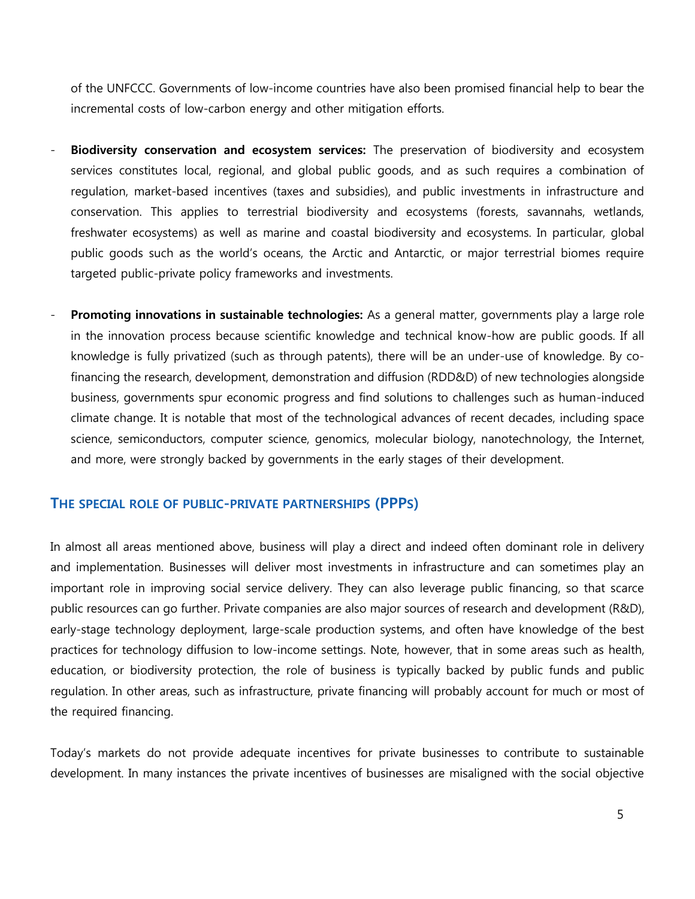of the UNFCCC. Governments of low-income countries have also been promised financial help to bear the incremental costs of low-carbon energy and other mitigation efforts.

- **Biodiversity conservation and ecosystem services:** The preservation of biodiversity and ecosystem services constitutes local, regional, and global public goods, and as such requires a combination of regulation, market-based incentives (taxes and subsidies), and public investments in infrastructure and conservation. This applies to terrestrial biodiversity and ecosystems (forests, savannahs, wetlands, freshwater ecosystems) as well as marine and coastal biodiversity and ecosystems. In particular, global public goods such as the world's oceans, the Arctic and Antarctic, or major terrestrial biomes require targeted public-private policy frameworks and investments.

- **Promoting innovations in sustainable technologies:** As a general matter, governments play a large role in the innovation process because scientific knowledge and technical know-how are public goods. If all knowledge is fully privatized (such as through patents), there will be an under-use of knowledge. By co-financing the research, development, demonstration and diffusion (RDD&D) of new technologies alongside business, governments spur economic progress and find solutions to challenges such as human-induced climate change. It is notable that most of the technological advances of recent decades, including space science, semiconductors, computer science, genomics, molecular biology, nanotechnology, the Internet, and more, were strongly backed by governments in the early stages of their development.

## THE SPECIAL ROLE OF PUBLIC-PRIVATE PARTNERSHIPS (PPPS)

In almost all areas mentioned above, business will play a direct and indeed often dominant role in delivery and implementation. Businesses will deliver most investments in infrastructure and can sometimes play an important role in improving social service delivery. They can also leverage public financing, so that scarce public resources can go further. Private companies are also major sources of research and development (R&D), early-stage technology deployment, large-scale production systems, and often have knowledge of the best practices for technology diffusion to low-income settings. Note, however, that in some areas such as health, education, or biodiversity protection, the role of business is typically backed by public funds and public regulation. In other areas, such as infrastructure, private financing will probably account for much or most of the required financing.

Today's markets do not provide adequate incentives for private businesses to contribute to sustainable development. In many instances the private incentives of businesses are misaligned with the social objective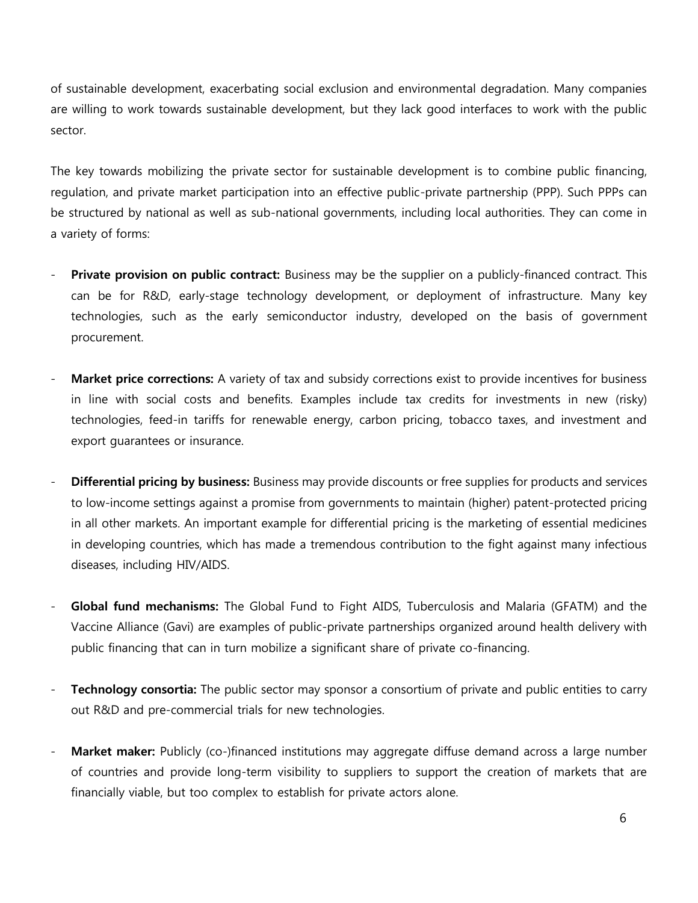of sustainable development, exacerbating social exclusion and environmental degradation. Many companies are willing to work towards sustainable development, but they lack good interfaces to work with the public sector.

The key towards mobilizing the private sector for sustainable development is to combine public financing, regulation, and private market participation into an effective public-private partnership (PPP). Such PPPs can be structured by national as well as sub-national governments, including local authorities. They can come in a variety of forms:

- **Private provision on public contract:** Business may be the supplier on a publicly-financed contract. This can be for R&D, early-stage technology development, or deployment of infrastructure. Many key technologies, such as the early semiconductor industry, developed on the basis of government procurement.

- **Market price corrections:** A variety of tax and subsidy corrections exist to provide incentives for business in line with social costs and benefits. Examples include tax credits for investments in new (risky) technologies, feed-in tariffs for renewable energy, carbon pricing, tobacco taxes, and investment and export guarantees or insurance.

- **Differential pricing by business:** Business may provide discounts or free supplies for products and services to low-income settings against a promise from governments to maintain (higher) patent-protected pricing in all other markets. An important example for differential pricing is the marketing of essential medicines in developing countries, which has made a tremendous contribution to the fight against many infectious diseases, including HIV/AIDS.

- **Global fund mechanisms:** The Global Fund to Fight AIDS, Tuberculosis and Malaria (GFATM) and the Vaccine Alliance (Gavi) are examples of public-private partnerships organized around health delivery with public financing that can in turn mobilize a significant share of private co-financing.

- **Technology consortia:** The public sector may sponsor a consortium of private and public entities to carry out R&D and pre-commercial trials for new technologies.

- **Market maker:** Publicly (co-)financed institutions may aggregate diffuse demand across a large number of countries and provide long-term visibility to suppliers to support the creation of markets that are financially viable, but too complex to establish for private actors alone.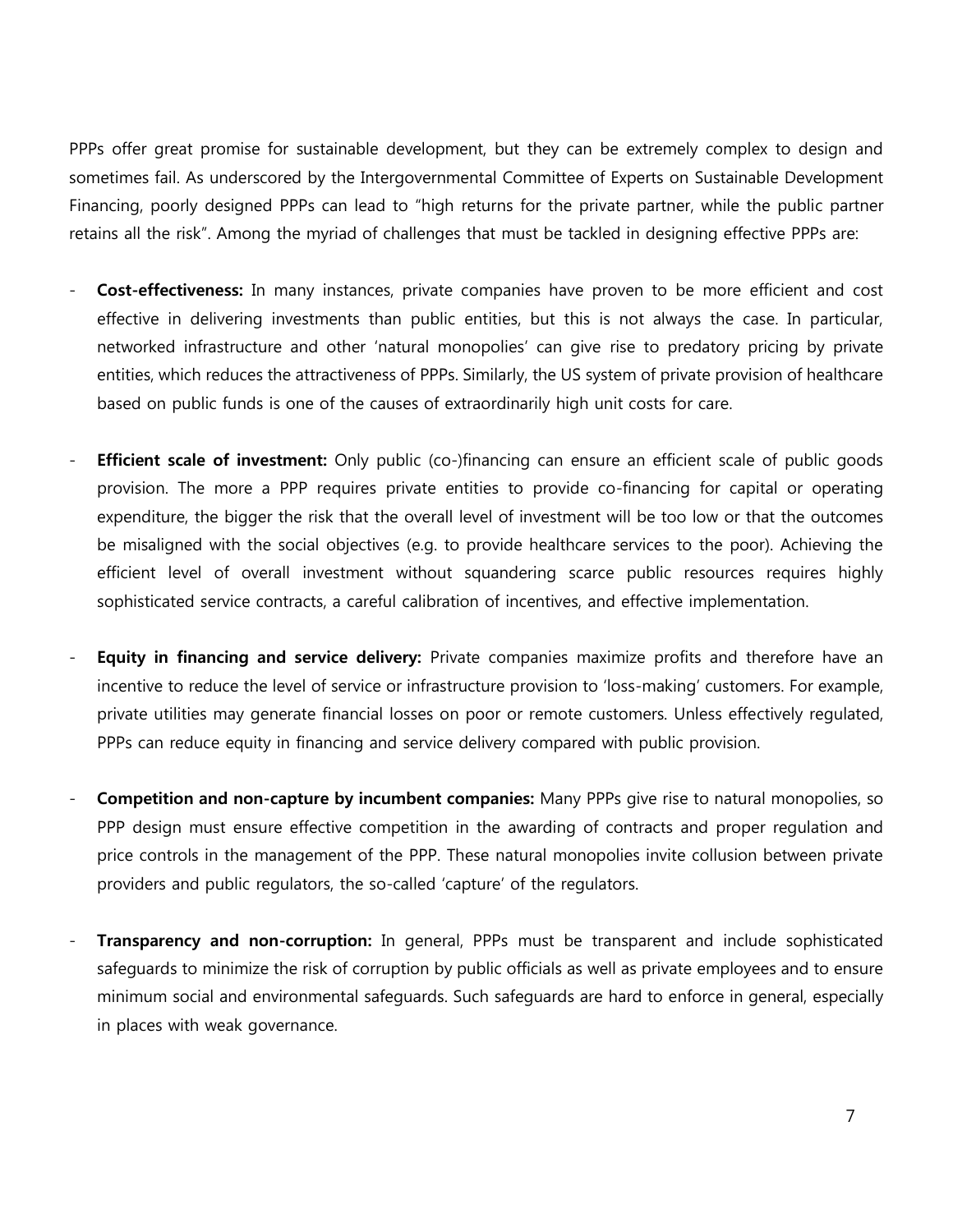PPPs offer great promise for sustainable development, but they can be extremely complex to design and sometimes fail. As underscored by the Intergovernmental Committee of Experts on Sustainable Development Financing, poorly designed PPPs can lead to "high returns for the private partner, while the public partner retains all the risk". Among the myriad of challenges that must be tackled in designing effective PPPs are:

- **Cost-effectiveness:** In many instances, private companies have proven to be more efficient and cost effective in delivering investments than public entities, but this is not always the case. In particular, networked infrastructure and other 'natural monopolies' can give rise to predatory pricing by private entities, which reduces the attractiveness of PPPs. Similarly, the US system of private provision of healthcare based on public funds is one of the causes of extraordinarily high unit costs for care.

- **Efficient scale of investment:** Only public (co-)financing can ensure an efficient scale of public goods provision. The more a PPP requires private entities to provide co-financing for capital or operating expenditure, the bigger the risk that the overall level of investment will be too low or that the outcomes be misaligned with the social objectives (e.g. to provide healthcare services to the poor). Achieving the efficient level of overall investment without squandering scarce public resources requires highly sophisticated service contracts, a careful calibration of incentives, and effective implementation.

- **Equity in financing and service delivery:** Private companies maximize profits and therefore have an incentive to reduce the level of service or infrastructure provision to 'loss-making' customers. For example, private utilities may generate financial losses on poor or remote customers. Unless effectively regulated, PPPs can reduce equity in financing and service delivery compared with public provision.

- **Competition and non-capture by incumbent companies:** Many PPPs give rise to natural monopolies, so PPP design must ensure effective competition in the awarding of contracts and proper regulation and price controls in the management of the PPP. These natural monopolies invite collusion between private providers and public regulators, the so-called 'capture' of the regulators.

- **Transparency and non-corruption:** In general, PPPs must be transparent and include sophisticated safeguards to minimize the risk of corruption by public officials as well as private employees and to ensure minimum social and environmental safeguards. Such safeguards are hard to enforce in general, especially in places with weak governance.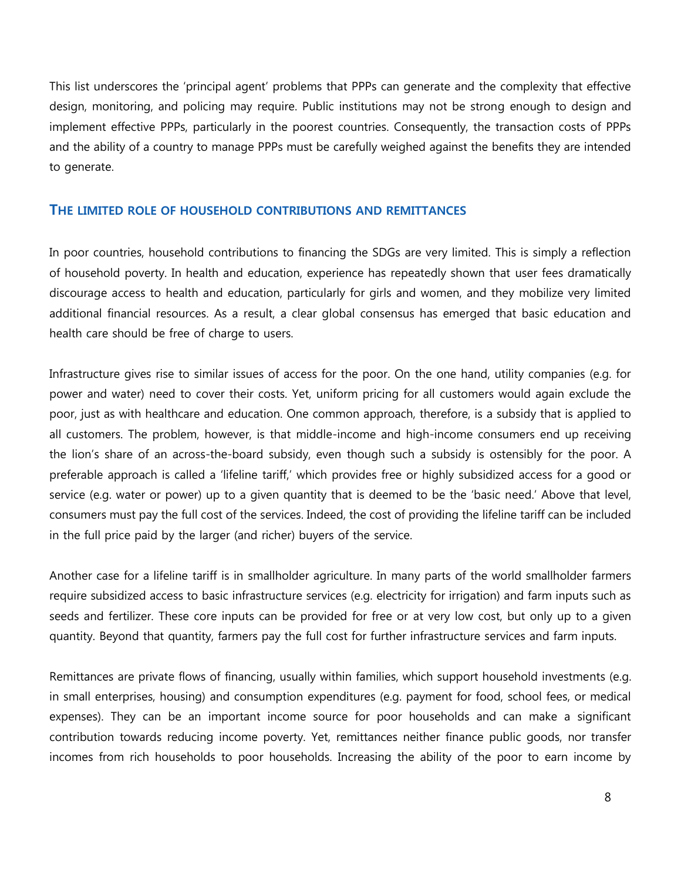This list underscores the 'principal agent' problems that PPPs can generate and the complexity that effective design, monitoring, and policing may require. Public institutions may not be strong enough to design and implement effective PPPs, particularly in the poorest countries. Consequently, the transaction costs of PPPs and the ability of a country to manage PPPs must be carefully weighed against the benefits they are intended to generate.

### THE LIMITED ROLE OF HOUSEHOLD CONTRIBUTIONS AND REMITTANCES

In poor countries, household contributions to financing the SDGs are very limited. This is simply a reflection of household poverty. In health and education, experience has repeatedly shown that user fees dramatically discourage access to health and education, particularly for girls and women, and they mobilize very limited additional financial resources. As a result, a clear global consensus has emerged that basic education and health care should be free of charge to users.

Infrastructure gives rise to similar issues of access for the poor. On the one hand, utility companies (e.g. for power and water) need to cover their costs. Yet, uniform pricing for all customers would again exclude the poor, just as with healthcare and education. One common approach, therefore, is a subsidy that is applied to all customers. The problem, however, is that middle-income and high-income consumers end up receiving the lion's share of an across-the-board subsidy, even though such a subsidy is ostensibly for the poor. A preferable approach is called a 'lifeline tariff,' which provides free or highly subsidized access for a good or service (e.g. water or power) up to a given quantity that is deemed to be the 'basic need.' Above that level, consumers must pay the full cost of the services. Indeed, the cost of providing the lifeline tariff can be included in the full price paid by the larger (and richer) buyers of the service.

Another case for a lifeline tariff is in smallholder agriculture. In many parts of the world smallholder farmers require subsidized access to basic infrastructure services (e.g. electricity for irrigation) and farm inputs such as seeds and fertilizer. These core inputs can be provided for free or at very low cost, but only up to a given quantity. Beyond that quantity, farmers pay the full cost for further infrastructure services and farm inputs.

Remittances are private flows of financing, usually within families, which support household investments (e.g. in small enterprises, housing) and consumption expenditures (e.g. payment for food, school fees, or medical expenses). They can be an important income source for poor households and can make a significant contribution towards reducing income poverty. Yet, remittances neither finance public goods, nor transfer incomes from rich households to poor households. Increasing the ability of the poor to earn income by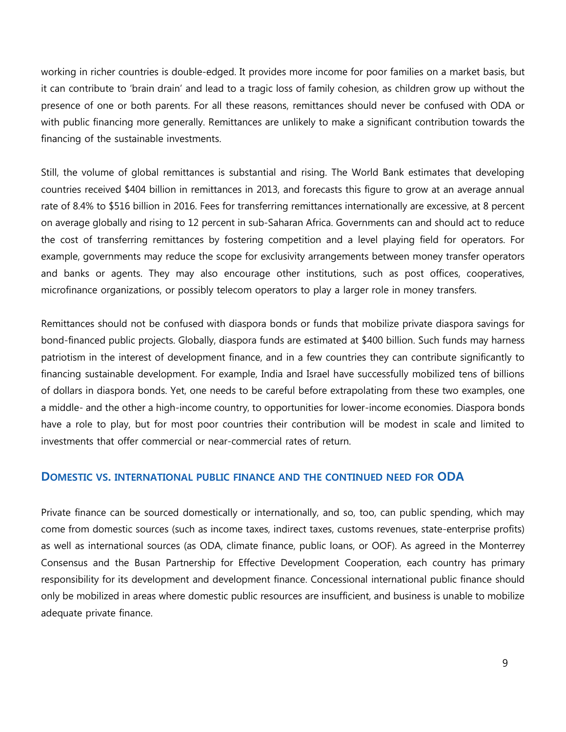working in richer countries is double-edged. It provides more income for poor families on a market basis, but it can contribute to 'brain drain' and lead to a tragic loss of family cohesion, as children grow up without the presence of one or both parents. For all these reasons, remittances should never be confused with ODA or with public financing more generally. Remittances are unlikely to make a significant contribution towards the financing of the sustainable investments.

Still, the volume of global remittances is substantial and rising. The World Bank estimates that developing countries received $404 billion in remittances in 2013, and forecasts this figure to grow at an average annual rate of 8.4% to $516 billion in 2016. Fees for transferring remittances internationally are excessive, at 8 percent on average globally and rising to 12 percent in sub-Saharan Africa. Governments can and should act to reduce the cost of transferring remittances by fostering competition and a level playing field for operators. For example, governments may reduce the scope for exclusivity arrangements between money transfer operators and banks or agents. They may also encourage other institutions, such as post offices, cooperatives, microfinance organizations, or possibly telecom operators to play a larger role in money transfers.

Remittances should not be confused with diaspora bonds or funds that mobilize private diaspora savings for bond-financed public projects. Globally, diaspora funds are estimated at $400 billion. Such funds may harness patriotism in the interest of development finance, and in a few countries they can contribute significantly to financing sustainable development. For example, India and Israel have successfully mobilized tens of billions of dollars in diaspora bonds. Yet, one needs to be careful before extrapolating from these two examples, one a middle- and the other a high-income country, to opportunities for lower-income economies. Diaspora bonds have a role to play, but for most poor countries their contribution will be modest in scale and limited to investments that offer commercial or near-commercial rates of return.

## Domestic vs. international public finance and the continued need for ODA

Private finance can be sourced domestically or internationally, and so, too, can public spending, which may come from domestic sources (such as income taxes, indirect taxes, customs revenues, state-enterprise profits) as well as international sources (as ODA, climate finance, public loans, or OOF). As agreed in the Monterrey Consensus and the Busan Partnership for Effective Development Cooperation, each country has primary responsibility for its development and development finance. Concessional international public finance should only be mobilized in areas where domestic public resources are insufficient, and business is unable to mobilize adequate private finance.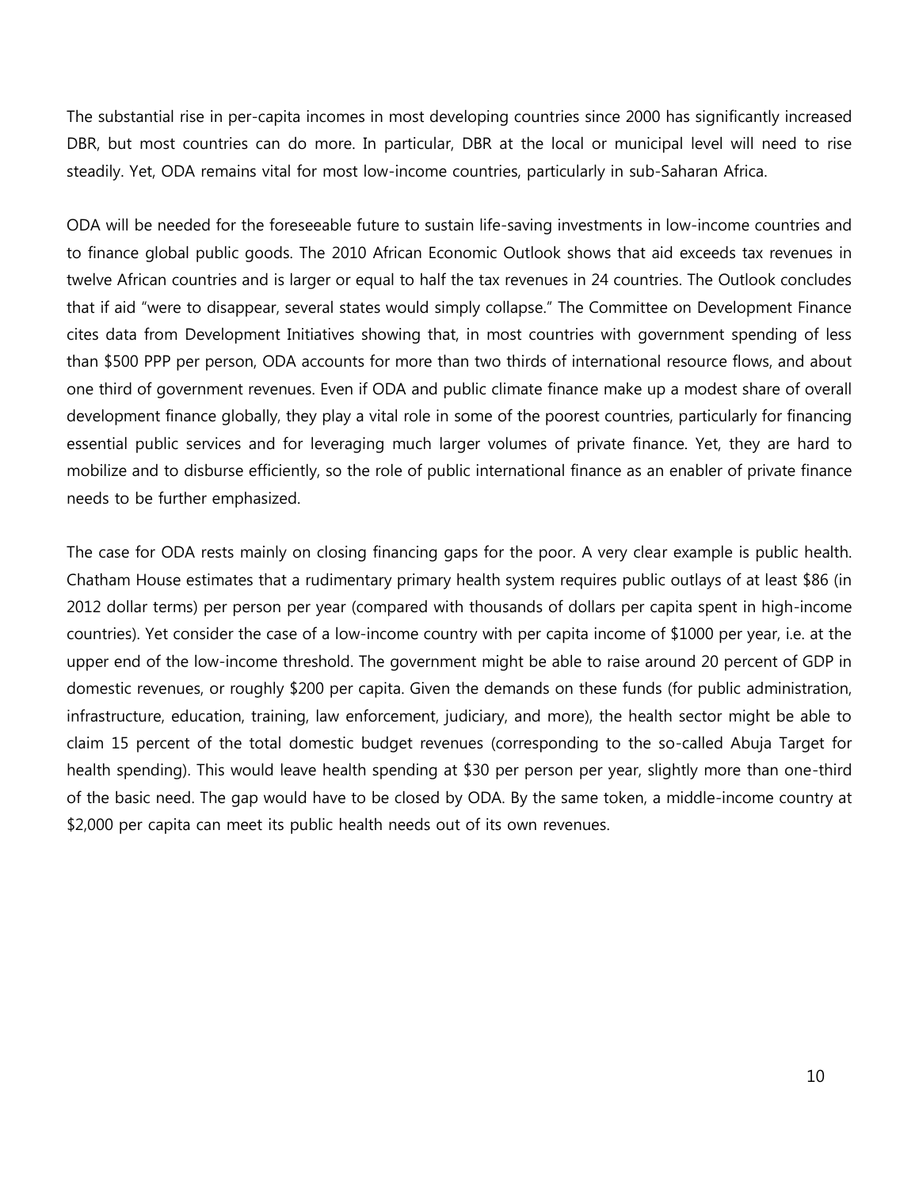The substantial rise in per-capita incomes in most developing countries since 2000 has significantly increased DBR, but most countries can do more. In particular, DBR at the local or municipal level will need to rise steadily. Yet, ODA remains vital for most low-income countries, particularly in sub-Saharan Africa.

ODA will be needed for the foreseeable future to sustain life-saving investments in low-income countries and to finance global public goods. The 2010 African Economic Outlook shows that aid exceeds tax revenues in twelve African countries and is larger or equal to half the tax revenues in 24 countries. The Outlook concludes that if aid "were to disappear, several states would simply collapse." The Committee on Development Finance cites data from Development Initiatives showing that, in most countries with government spending of less than $500 PPP per person, ODA accounts for more than two thirds of international resource flows, and about one third of government revenues. Even if ODA and public climate finance make up a modest share of overall development finance globally, they play a vital role in some of the poorest countries, particularly for financing essential public services and for leveraging much larger volumes of private finance. Yet, they are hard to mobilize and to disburse efficiently, so the role of public international finance as an enabler of private finance needs to be further emphasized.

The case for ODA rests mainly on closing financing gaps for the poor. A very clear example is public health. Chatham House estimates that a rudimentary primary health system requires public outlays of at least $86 (in 2012 dollar terms) per person per year (compared with thousands of dollars per capita spent in high-income countries). Yet consider the case of a low-income country with per capita income of $1000 per year, i.e. at the upper end of the low-income threshold. The government might be able to raise around 20 percent of GDP in domestic revenues, or roughly $200 per capita. Given the demands on these funds (for public administration, infrastructure, education, training, law enforcement, judiciary, and more), the health sector might be able to claim 15 percent of the total domestic budget revenues (corresponding to the so-called Abuja Target for health spending). This would leave health spending at $30 per person per year, slightly more than one-third of the basic need. The gap would have to be closed by ODA. By the same token, a middle-income country at $2,000 per capita can meet its public health needs out of its own revenues.